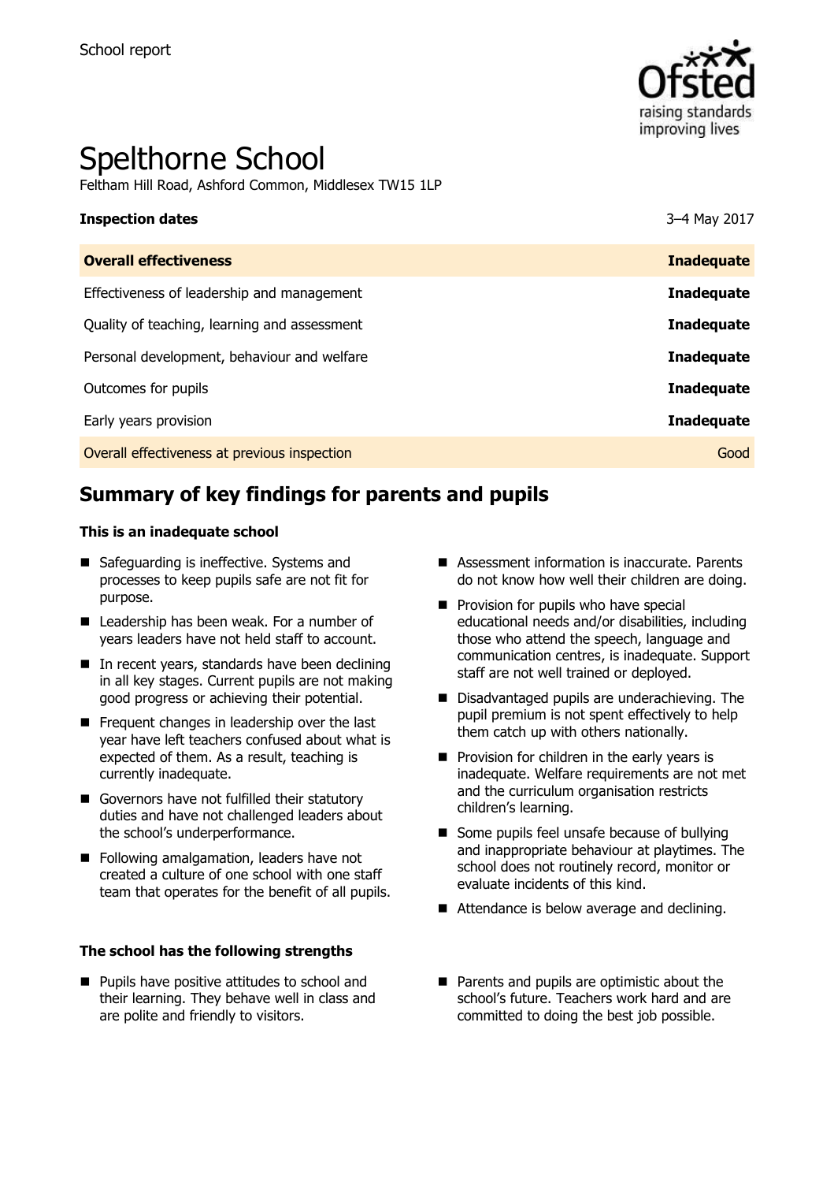School report

# Spelthorne School

Feltham Hill Road, Ashford Common, Middlesex TW15 1LP

| **Inspection dates** | 3–4 May 2017 |
| --- | --- |
| **Overall effectiveness** | **Inadequate** |
| Effectiveness of leadership and management | **Inadequate** |
| Quality of teaching, learning and assessment | **Inadequate** |
| Personal development, behaviour and welfare | **Inadequate** |
| Outcomes for pupils | **Inadequate** |
| Early years provision | **Inadequate** |
| Overall effectiveness at previous inspection | Good |

## Summary of key findings for parents and pupils

### This is an inadequate school

- Safeguarding is ineffective. Systems and processes to keep pupils safe are not fit for purpose.
- Leadership has been weak. For a number of years leaders have not held staff to account.
- In recent years, standards have been declining in all key stages. Current pupils are not making good progress or achieving their potential.
- Frequent changes in leadership over the last year have left teachers confused about what is expected of them. As a result, teaching is currently inadequate.
- Governors have not fulfilled their statutory duties and have not challenged leaders about the school's underperformance.
- Following amalgamation, leaders have not created a culture of one school with one staff team that operates for the benefit of all pupils.
- Assessment information is inaccurate. Parents do not know how well their children are doing.
- Provision for pupils who have special educational needs and/or disabilities, including those who attend the speech, language and communication centres, is inadequate. Support staff are not well trained or deployed.
- Disadvantaged pupils are underachieving. The pupil premium is not spent effectively to help them catch up with others nationally.
- Provision for children in the early years is inadequate. Welfare requirements are not met and the curriculum organisation restricts children's learning.
- Some pupils feel unsafe because of bullying and inappropriate behaviour at playtimes. The school does not routinely record, monitor or evaluate incidents of this kind.
- Attendance is below average and declining.

### The school has the following strengths

- Pupils have positive attitudes to school and their learning. They behave well in class and are polite and friendly to visitors.
- Parents and pupils are optimistic about the school's future. Teachers work hard and are committed to doing the best job possible.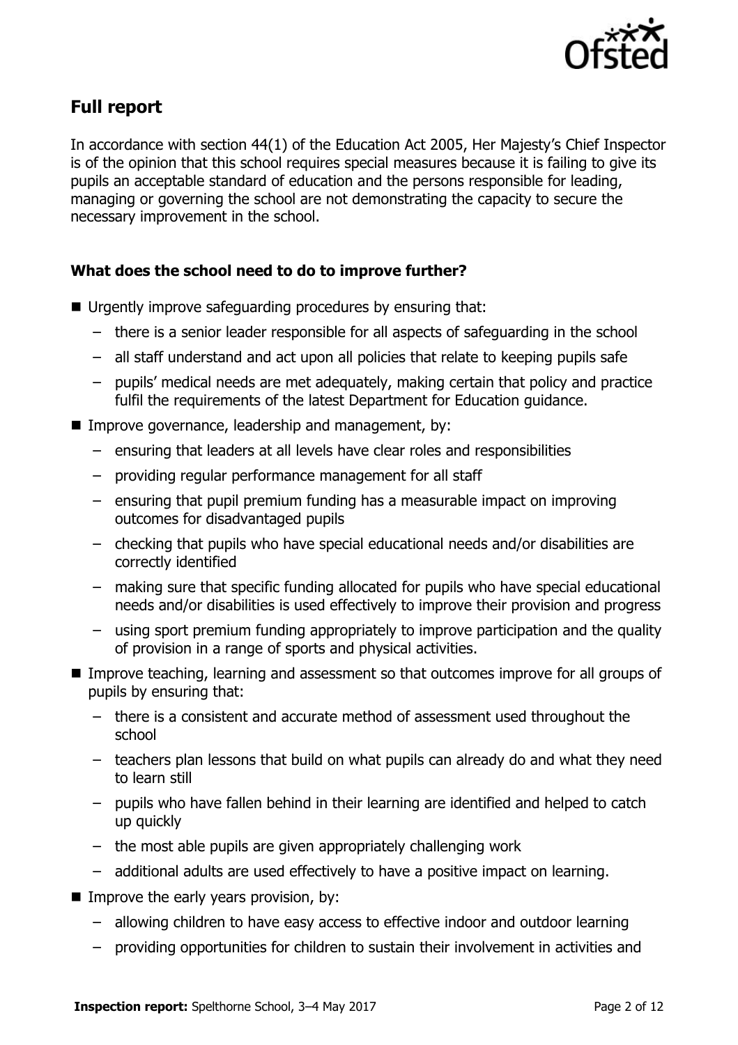## Full report

In accordance with section 44(1) of the Education Act 2005, Her Majesty's Chief Inspector is of the opinion that this school requires special measures because it is failing to give its pupils an acceptable standard of education and the persons responsible for leading, managing or governing the school are not demonstrating the capacity to secure the necessary improvement in the school.

### What does the school need to do to improve further?

- Urgently improve safeguarding procedures by ensuring that:
  - there is a senior leader responsible for all aspects of safeguarding in the school
  - all staff understand and act upon all policies that relate to keeping pupils safe
  - pupils' medical needs are met adequately, making certain that policy and practice fulfil the requirements of the latest Department for Education guidance.
- Improve governance, leadership and management, by:
  - ensuring that leaders at all levels have clear roles and responsibilities
  - providing regular performance management for all staff
  - ensuring that pupil premium funding has a measurable impact on improving outcomes for disadvantaged pupils
  - checking that pupils who have special educational needs and/or disabilities are correctly identified
  - making sure that specific funding allocated for pupils who have special educational needs and/or disabilities is used effectively to improve their provision and progress
  - using sport premium funding appropriately to improve participation and the quality of provision in a range of sports and physical activities.
- Improve teaching, learning and assessment so that outcomes improve for all groups of pupils by ensuring that:
  - there is a consistent and accurate method of assessment used throughout the school
  - teachers plan lessons that build on what pupils can already do and what they need to learn still
  - pupils who have fallen behind in their learning are identified and helped to catch up quickly
  - the most able pupils are given appropriately challenging work
  - additional adults are used effectively to have a positive impact on learning.
- Improve the early years provision, by:
  - allowing children to have easy access to effective indoor and outdoor learning
  - providing opportunities for children to sustain their involvement in activities and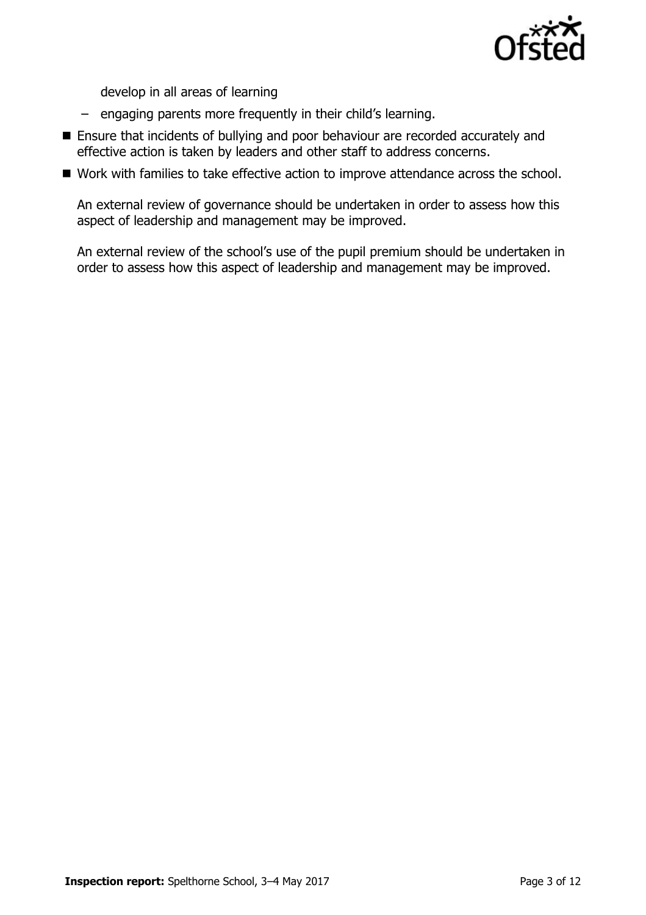develop in all areas of learning

  - engaging parents more frequently in their child's learning.

- Ensure that incidents of bullying and poor behaviour are recorded accurately and effective action is taken by leaders and other staff to address concerns.
- Work with families to take effective action to improve attendance across the school.

An external review of governance should be undertaken in order to assess how this aspect of leadership and management may be improved.

An external review of the school's use of the pupil premium should be undertaken in order to assess how this aspect of leadership and management may be improved.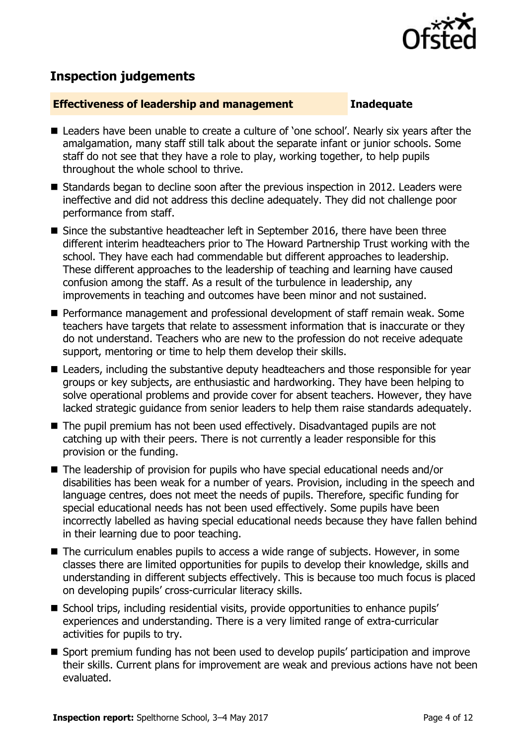## Inspection judgements

**Effectiveness of leadership and management** **Inadequate**

- Leaders have been unable to create a culture of 'one school'. Nearly six years after the amalgamation, many staff still talk about the separate infant or junior schools. Some staff do not see that they have a role to play, working together, to help pupils throughout the whole school to thrive.
- Standards began to decline soon after the previous inspection in 2012. Leaders were ineffective and did not address this decline adequately. They did not challenge poor performance from staff.
- Since the substantive headteacher left in September 2016, there have been three different interim headteachers prior to The Howard Partnership Trust working with the school. They have each had commendable but different approaches to leadership. These different approaches to the leadership of teaching and learning have caused confusion among the staff. As a result of the turbulence in leadership, any improvements in teaching and outcomes have been minor and not sustained.
- Performance management and professional development of staff remain weak. Some teachers have targets that relate to assessment information that is inaccurate or they do not understand. Teachers who are new to the profession do not receive adequate support, mentoring or time to help them develop their skills.
- Leaders, including the substantive deputy headteachers and those responsible for year groups or key subjects, are enthusiastic and hardworking. They have been helping to solve operational problems and provide cover for absent teachers. However, they have lacked strategic guidance from senior leaders to help them raise standards adequately.
- The pupil premium has not been used effectively. Disadvantaged pupils are not catching up with their peers. There is not currently a leader responsible for this provision or the funding.
- The leadership of provision for pupils who have special educational needs and/or disabilities has been weak for a number of years. Provision, including in the speech and language centres, does not meet the needs of pupils. Therefore, specific funding for special educational needs has not been used effectively. Some pupils have been incorrectly labelled as having special educational needs because they have fallen behind in their learning due to poor teaching.
- The curriculum enables pupils to access a wide range of subjects. However, in some classes there are limited opportunities for pupils to develop their knowledge, skills and understanding in different subjects effectively. This is because too much focus is placed on developing pupils' cross-curricular literacy skills.
- School trips, including residential visits, provide opportunities to enhance pupils' experiences and understanding. There is a very limited range of extra-curricular activities for pupils to try.
- Sport premium funding has not been used to develop pupils' participation and improve their skills. Current plans for improvement are weak and previous actions have not been evaluated.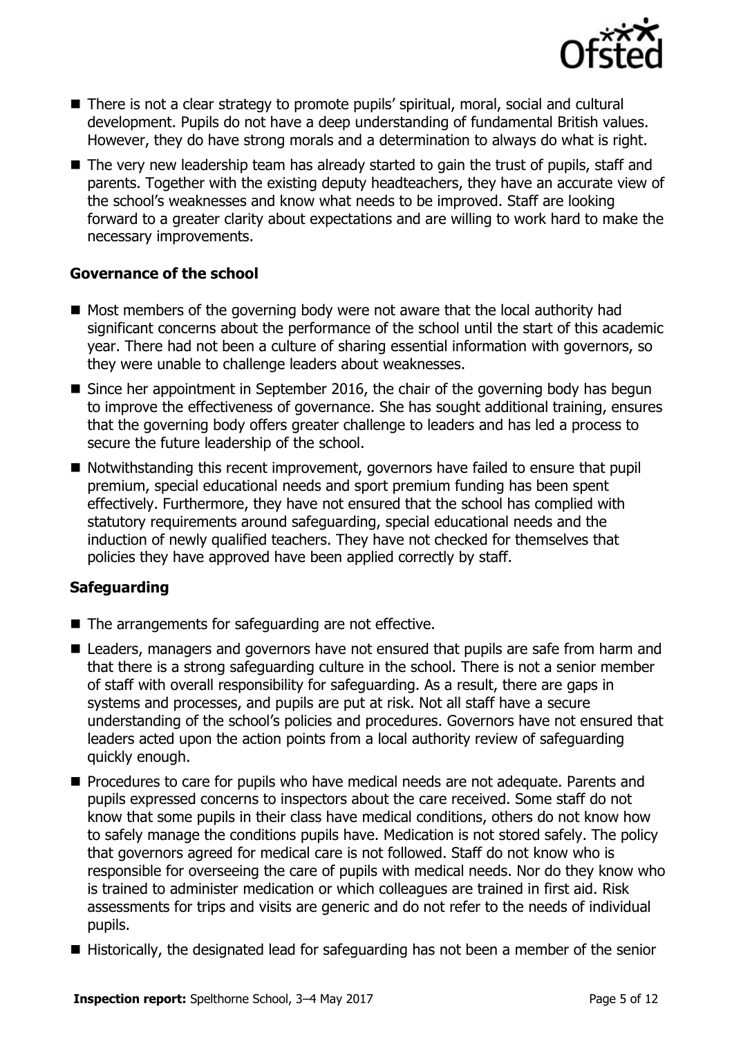- There is not a clear strategy to promote pupils' spiritual, moral, social and cultural development. Pupils do not have a deep understanding of fundamental British values. However, they do have strong morals and a determination to always do what is right.
- The very new leadership team has already started to gain the trust of pupils, staff and parents. Together with the existing deputy headteachers, they have an accurate view of the school's weaknesses and know what needs to be improved. Staff are looking forward to a greater clarity about expectations and are willing to work hard to make the necessary improvements.

### Governance of the school

- Most members of the governing body were not aware that the local authority had significant concerns about the performance of the school until the start of this academic year. There had not been a culture of sharing essential information with governors, so they were unable to challenge leaders about weaknesses.
- Since her appointment in September 2016, the chair of the governing body has begun to improve the effectiveness of governance. She has sought additional training, ensures that the governing body offers greater challenge to leaders and has led a process to secure the future leadership of the school.
- Notwithstanding this recent improvement, governors have failed to ensure that pupil premium, special educational needs and sport premium funding has been spent effectively. Furthermore, they have not ensured that the school has complied with statutory requirements around safeguarding, special educational needs and the induction of newly qualified teachers. They have not checked for themselves that policies they have approved have been applied correctly by staff.

### Safeguarding

- The arrangements for safeguarding are not effective.
- Leaders, managers and governors have not ensured that pupils are safe from harm and that there is a strong safeguarding culture in the school. There is not a senior member of staff with overall responsibility for safeguarding. As a result, there are gaps in systems and processes, and pupils are put at risk. Not all staff have a secure understanding of the school's policies and procedures. Governors have not ensured that leaders acted upon the action points from a local authority review of safeguarding quickly enough.
- Procedures to care for pupils who have medical needs are not adequate. Parents and pupils expressed concerns to inspectors about the care received. Some staff do not know that some pupils in their class have medical conditions, others do not know how to safely manage the conditions pupils have. Medication is not stored safely. The policy that governors agreed for medical care is not followed. Staff do not know who is responsible for overseeing the care of pupils with medical needs. Nor do they know who is trained to administer medication or which colleagues are trained in first aid. Risk assessments for trips and visits are generic and do not refer to the needs of individual pupils.
- Historically, the designated lead for safeguarding has not been a member of the senior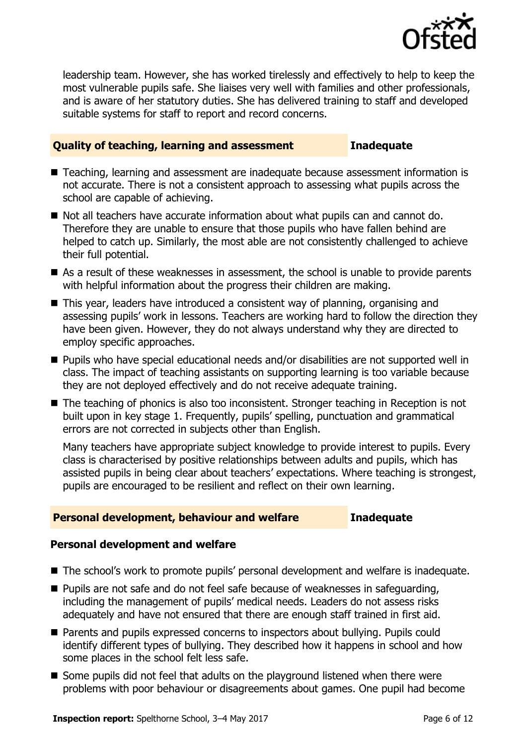leadership team. However, she has worked tirelessly and effectively to help to keep the most vulnerable pupils safe. She liaises very well with families and other professionals, and is aware of her statutory duties. She has delivered training to staff and developed suitable systems for staff to report and record concerns.

## Quality of teaching, learning and assessment — Inadequate

- Teaching, learning and assessment are inadequate because assessment information is not accurate. There is not a consistent approach to assessing what pupils across the school are capable of achieving.
- Not all teachers have accurate information about what pupils can and cannot do. Therefore they are unable to ensure that those pupils who have fallen behind are helped to catch up. Similarly, the most able are not consistently challenged to achieve their full potential.
- As a result of these weaknesses in assessment, the school is unable to provide parents with helpful information about the progress their children are making.
- This year, leaders have introduced a consistent way of planning, organising and assessing pupils' work in lessons. Teachers are working hard to follow the direction they have been given. However, they do not always understand why they are directed to employ specific approaches.
- Pupils who have special educational needs and/or disabilities are not supported well in class. The impact of teaching assistants on supporting learning is too variable because they are not deployed effectively and do not receive adequate training.
- The teaching of phonics is also too inconsistent. Stronger teaching in Reception is not built upon in key stage 1. Frequently, pupils' spelling, punctuation and grammatical errors are not corrected in subjects other than English.

  Many teachers have appropriate subject knowledge to provide interest to pupils. Every class is characterised by positive relationships between adults and pupils, which has assisted pupils in being clear about teachers' expectations. Where teaching is strongest, pupils are encouraged to be resilient and reflect on their own learning.

## Personal development, behaviour and welfare — Inadequate

### Personal development and welfare

- The school's work to promote pupils' personal development and welfare is inadequate.
- Pupils are not safe and do not feel safe because of weaknesses in safeguarding, including the management of pupils' medical needs. Leaders do not assess risks adequately and have not ensured that there are enough staff trained in first aid.
- Parents and pupils expressed concerns to inspectors about bullying. Pupils could identify different types of bullying. They described how it happens in school and how some places in the school felt less safe.
- Some pupils did not feel that adults on the playground listened when there were problems with poor behaviour or disagreements about games. One pupil had become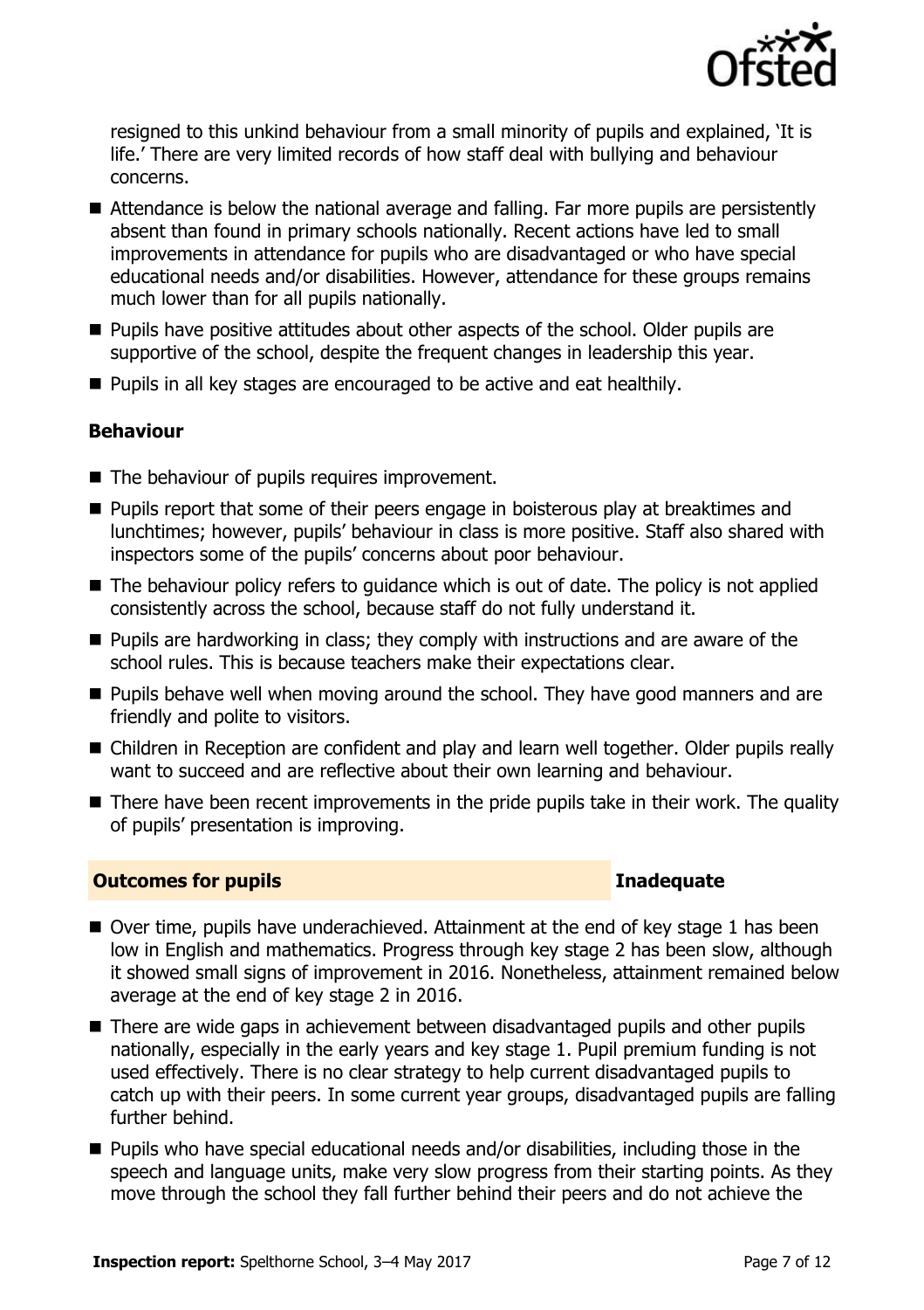resigned to this unkind behaviour from a small minority of pupils and explained, 'It is life.' There are very limited records of how staff deal with bullying and behaviour concerns.

- Attendance is below the national average and falling. Far more pupils are persistently absent than found in primary schools nationally. Recent actions have led to small improvements in attendance for pupils who are disadvantaged or who have special educational needs and/or disabilities. However, attendance for these groups remains much lower than for all pupils nationally.
- Pupils have positive attitudes about other aspects of the school. Older pupils are supportive of the school, despite the frequent changes in leadership this year.
- Pupils in all key stages are encouraged to be active and eat healthily.

### Behaviour

- The behaviour of pupils requires improvement.
- Pupils report that some of their peers engage in boisterous play at breaktimes and lunchtimes; however, pupils' behaviour in class is more positive. Staff also shared with inspectors some of the pupils' concerns about poor behaviour.
- The behaviour policy refers to guidance which is out of date. The policy is not applied consistently across the school, because staff do not fully understand it.
- Pupils are hardworking in class; they comply with instructions and are aware of the school rules. This is because teachers make their expectations clear.
- Pupils behave well when moving around the school. They have good manners and are friendly and polite to visitors.
- Children in Reception are confident and play and learn well together. Older pupils really want to succeed and are reflective about their own learning and behaviour.
- There have been recent improvements in the pride pupils take in their work. The quality of pupils' presentation is improving.

## Outcomes for pupils — Inadequate

- Over time, pupils have underachieved. Attainment at the end of key stage 1 has been low in English and mathematics. Progress through key stage 2 has been slow, although it showed small signs of improvement in 2016. Nonetheless, attainment remained below average at the end of key stage 2 in 2016.
- There are wide gaps in achievement between disadvantaged pupils and other pupils nationally, especially in the early years and key stage 1. Pupil premium funding is not used effectively. There is no clear strategy to help current disadvantaged pupils to catch up with their peers. In some current year groups, disadvantaged pupils are falling further behind.
- Pupils who have special educational needs and/or disabilities, including those in the speech and language units, make very slow progress from their starting points. As they move through the school they fall further behind their peers and do not achieve the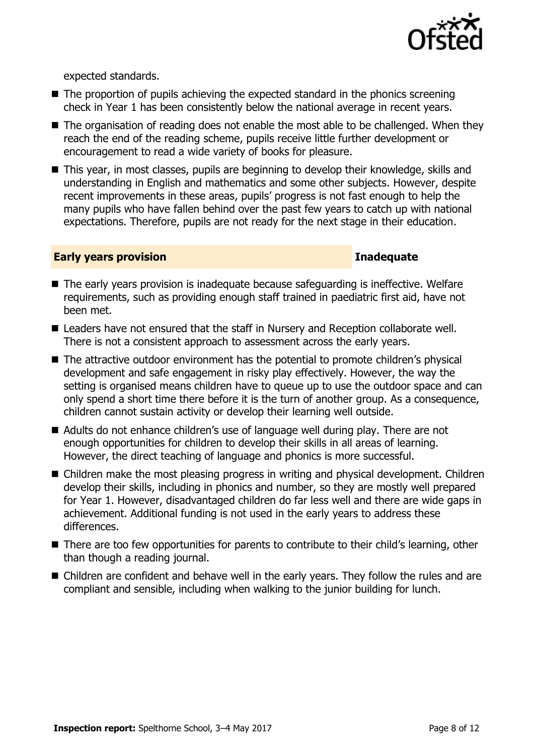expected standards.

- The proportion of pupils achieving the expected standard in the phonics screening check in Year 1 has been consistently below the national average in recent years.
- The organisation of reading does not enable the most able to be challenged. When they reach the end of the reading scheme, pupils receive little further development or encouragement to read a wide variety of books for pleasure.
- This year, in most classes, pupils are beginning to develop their knowledge, skills and understanding in English and mathematics and some other subjects. However, despite recent improvements in these areas, pupils' progress is not fast enough to help the many pupils who have fallen behind over the past few years to catch up with national expectations. Therefore, pupils are not ready for the next stage in their education.

## Early years provision — Inadequate

- The early years provision is inadequate because safeguarding is ineffective. Welfare requirements, such as providing enough staff trained in paediatric first aid, have not been met.
- Leaders have not ensured that the staff in Nursery and Reception collaborate well. There is not a consistent approach to assessment across the early years.
- The attractive outdoor environment has the potential to promote children's physical development and safe engagement in risky play effectively. However, the way the setting is organised means children have to queue up to use the outdoor space and can only spend a short time there before it is the turn of another group. As a consequence, children cannot sustain activity or develop their learning well outside.
- Adults do not enhance children's use of language well during play. There are not enough opportunities for children to develop their skills in all areas of learning. However, the direct teaching of language and phonics is more successful.
- Children make the most pleasing progress in writing and physical development. Children develop their skills, including in phonics and number, so they are mostly well prepared for Year 1. However, disadvantaged children do far less well and there are wide gaps in achievement. Additional funding is not used in the early years to address these differences.
- There are too few opportunities for parents to contribute to their child's learning, other than though a reading journal.
- Children are confident and behave well in the early years. They follow the rules and are compliant and sensible, including when walking to the junior building for lunch.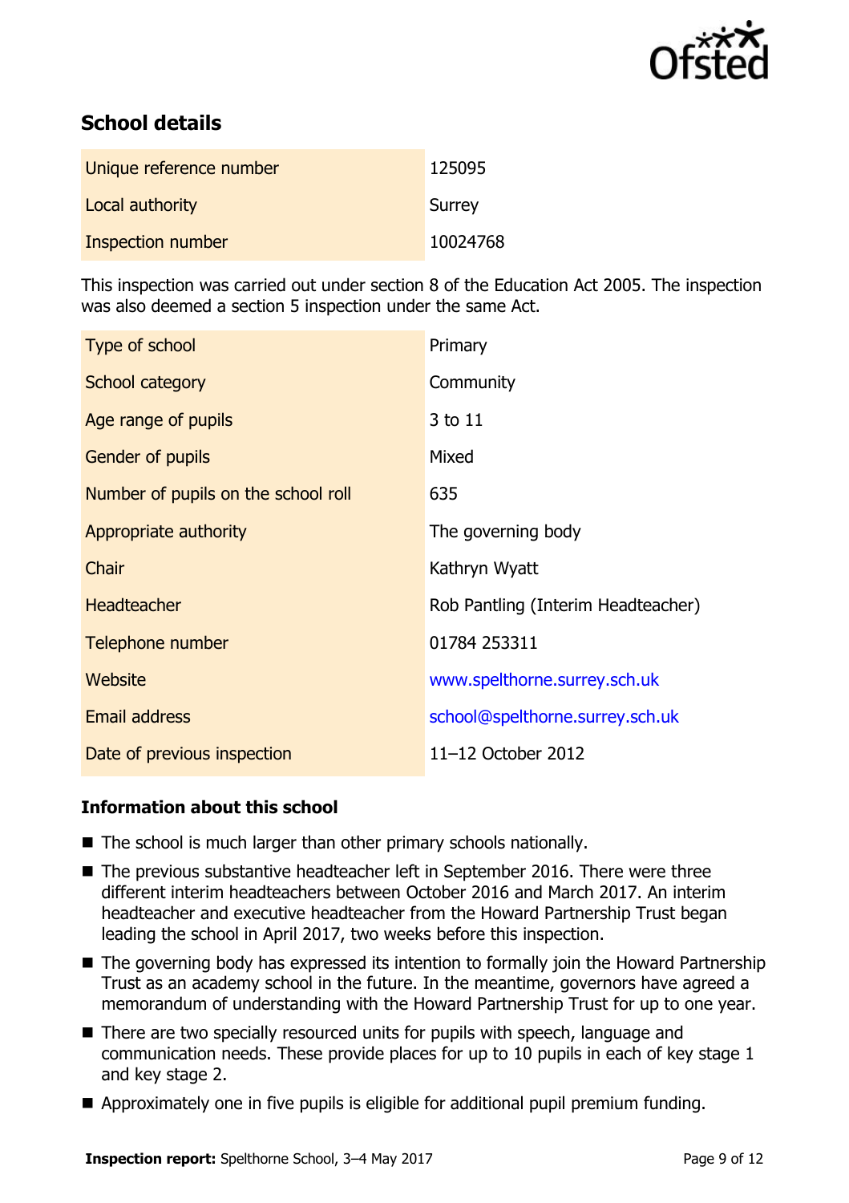## School details

| | |
|---|---|
| Unique reference number | 125095 |
| Local authority | Surrey |
| Inspection number | 10024768 |

This inspection was carried out under section 8 of the Education Act 2005. The inspection was also deemed a section 5 inspection under the same Act.

| | |
|---|---|
| Type of school | Primary |
| School category | Community |
| Age range of pupils | 3 to 11 |
| Gender of pupils | Mixed |
| Number of pupils on the school roll | 635 |
| Appropriate authority | The governing body |
| Chair | Kathryn Wyatt |
| Headteacher | Rob Pantling (Interim Headteacher) |
| Telephone number | 01784 253311 |
| Website | www.spelthorne.surrey.sch.uk |
| Email address | school@spelthorne.surrey.sch.uk |
| Date of previous inspection | 11–12 October 2012 |

### Information about this school

- The school is much larger than other primary schools nationally.
- The previous substantive headteacher left in September 2016. There were three different interim headteachers between October 2016 and March 2017. An interim headteacher and executive headteacher from the Howard Partnership Trust began leading the school in April 2017, two weeks before this inspection.
- The governing body has expressed its intention to formally join the Howard Partnership Trust as an academy school in the future. In the meantime, governors have agreed a memorandum of understanding with the Howard Partnership Trust for up to one year.
- There are two specially resourced units for pupils with speech, language and communication needs. These provide places for up to 10 pupils in each of key stage 1 and key stage 2.
- Approximately one in five pupils is eligible for additional pupil premium funding.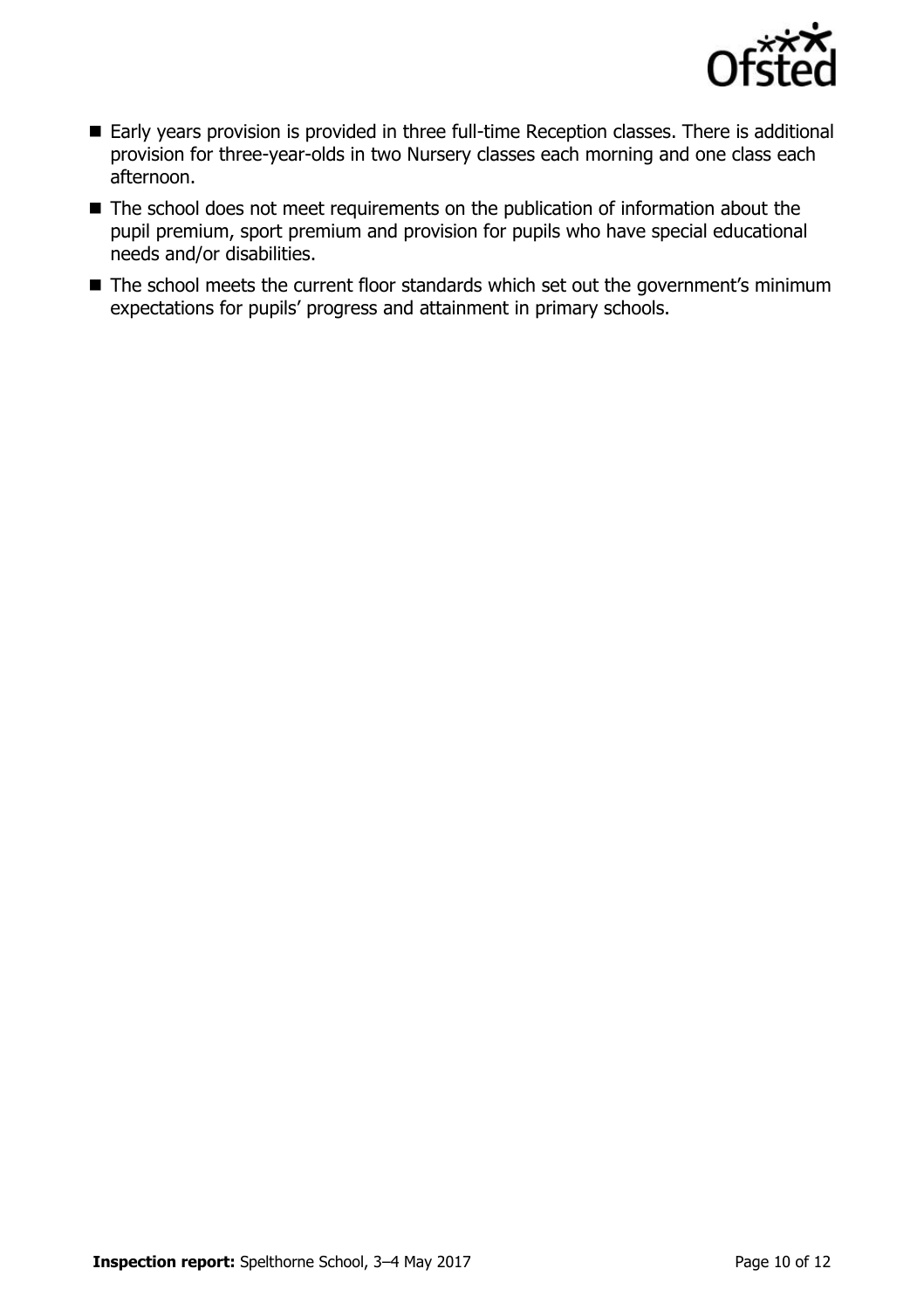- Early years provision is provided in three full-time Reception classes. There is additional provision for three-year-olds in two Nursery classes each morning and one class each afternoon.
- The school does not meet requirements on the publication of information about the pupil premium, sport premium and provision for pupils who have special educational needs and/or disabilities.
- The school meets the current floor standards which set out the government's minimum expectations for pupils' progress and attainment in primary schools.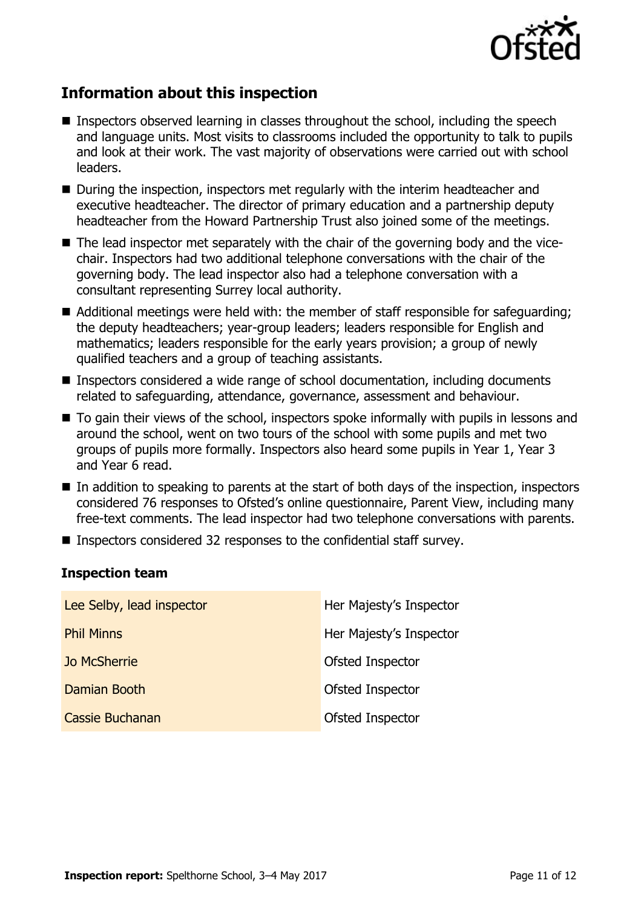## Information about this inspection

- Inspectors observed learning in classes throughout the school, including the speech and language units. Most visits to classrooms included the opportunity to talk to pupils and look at their work. The vast majority of observations were carried out with school leaders.
- During the inspection, inspectors met regularly with the interim headteacher and executive headteacher. The director of primary education and a partnership deputy headteacher from the Howard Partnership Trust also joined some of the meetings.
- The lead inspector met separately with the chair of the governing body and the vice-chair. Inspectors had two additional telephone conversations with the chair of the governing body. The lead inspector also had a telephone conversation with a consultant representing Surrey local authority.
- Additional meetings were held with: the member of staff responsible for safeguarding; the deputy headteachers; year-group leaders; leaders responsible for English and mathematics; leaders responsible for the early years provision; a group of newly qualified teachers and a group of teaching assistants.
- Inspectors considered a wide range of school documentation, including documents related to safeguarding, attendance, governance, assessment and behaviour.
- To gain their views of the school, inspectors spoke informally with pupils in lessons and around the school, went on two tours of the school with some pupils and met two groups of pupils more formally. Inspectors also heard some pupils in Year 1, Year 3 and Year 6 read.
- In addition to speaking to parents at the start of both days of the inspection, inspectors considered 76 responses to Ofsted's online questionnaire, Parent View, including many free-text comments. The lead inspector had two telephone conversations with parents.
- Inspectors considered 32 responses to the confidential staff survey.

### Inspection team

| | |
|---|---|
| Lee Selby, lead inspector | Her Majesty's Inspector |
| Phil Minns | Her Majesty's Inspector |
| Jo McSherrie | Ofsted Inspector |
| Damian Booth | Ofsted Inspector |
| Cassie Buchanan | Ofsted Inspector |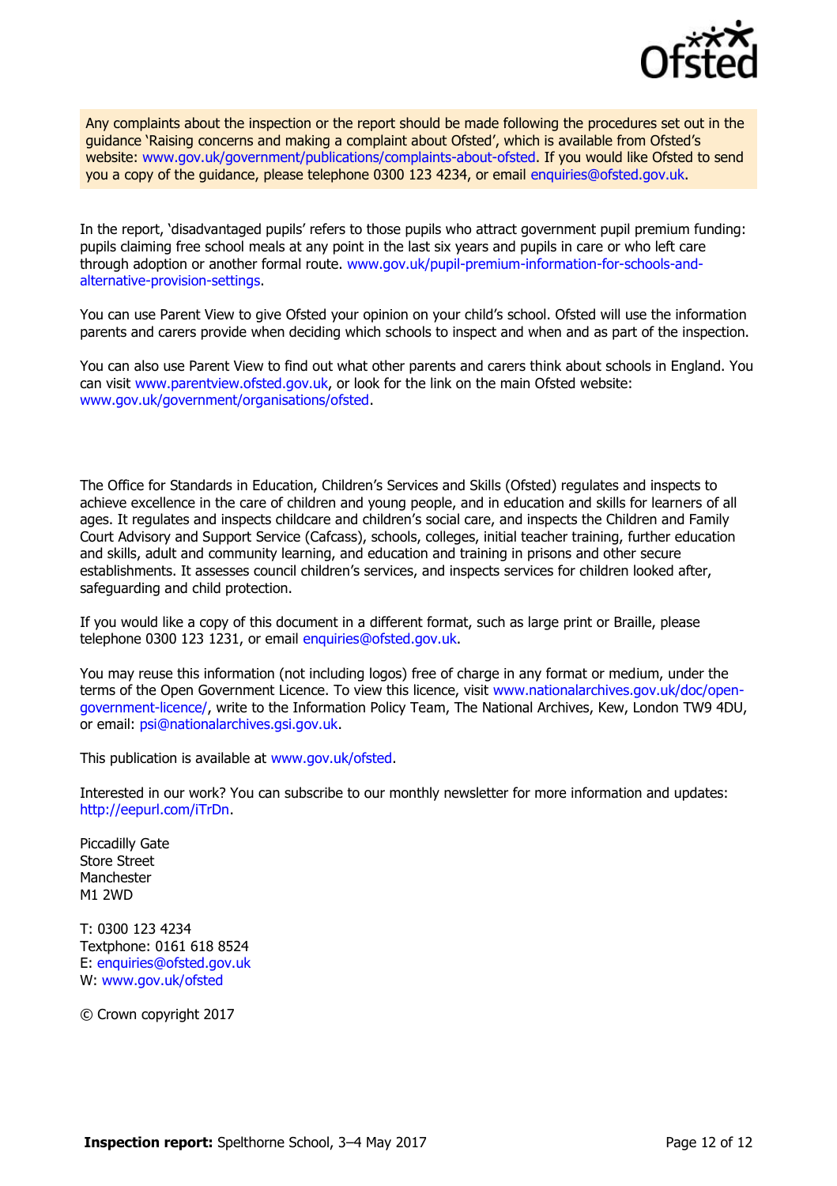Any complaints about the inspection or the report should be made following the procedures set out in the guidance 'Raising concerns and making a complaint about Ofsted', which is available from Ofsted's website: www.gov.uk/government/publications/complaints-about-ofsted. If you would like Ofsted to send you a copy of the guidance, please telephone 0300 123 4234, or email enquiries@ofsted.gov.uk.

In the report, 'disadvantaged pupils' refers to those pupils who attract government pupil premium funding: pupils claiming free school meals at any point in the last six years and pupils in care or who left care through adoption or another formal route. www.gov.uk/pupil-premium-information-for-schools-and-alternative-provision-settings.

You can use Parent View to give Ofsted your opinion on your child's school. Ofsted will use the information parents and carers provide when deciding which schools to inspect and when and as part of the inspection.

You can also use Parent View to find out what other parents and carers think about schools in England. You can visit www.parentview.ofsted.gov.uk, or look for the link on the main Ofsted website: www.gov.uk/government/organisations/ofsted.

The Office for Standards in Education, Children's Services and Skills (Ofsted) regulates and inspects to achieve excellence in the care of children and young people, and in education and skills for learners of all ages. It regulates and inspects childcare and children's social care, and inspects the Children and Family Court Advisory and Support Service (Cafcass), schools, colleges, initial teacher training, further education and skills, adult and community learning, and education and training in prisons and other secure establishments. It assesses council children's services, and inspects services for children looked after, safeguarding and child protection.

If you would like a copy of this document in a different format, such as large print or Braille, please telephone 0300 123 1231, or email enquiries@ofsted.gov.uk.

You may reuse this information (not including logos) free of charge in any format or medium, under the terms of the Open Government Licence. To view this licence, visit www.nationalarchives.gov.uk/doc/open-government-licence/, write to the Information Policy Team, The National Archives, Kew, London TW9 4DU, or email: psi@nationalarchives.gsi.gov.uk.

This publication is available at www.gov.uk/ofsted.

Interested in our work? You can subscribe to our monthly newsletter for more information and updates: http://eepurl.com/iTrDn.

Piccadilly Gate
Store Street
Manchester
M1 2WD

T: 0300 123 4234
Textphone: 0161 618 8524
E: enquiries@ofsted.gov.uk
W: www.gov.uk/ofsted

© Crown copyright 2017